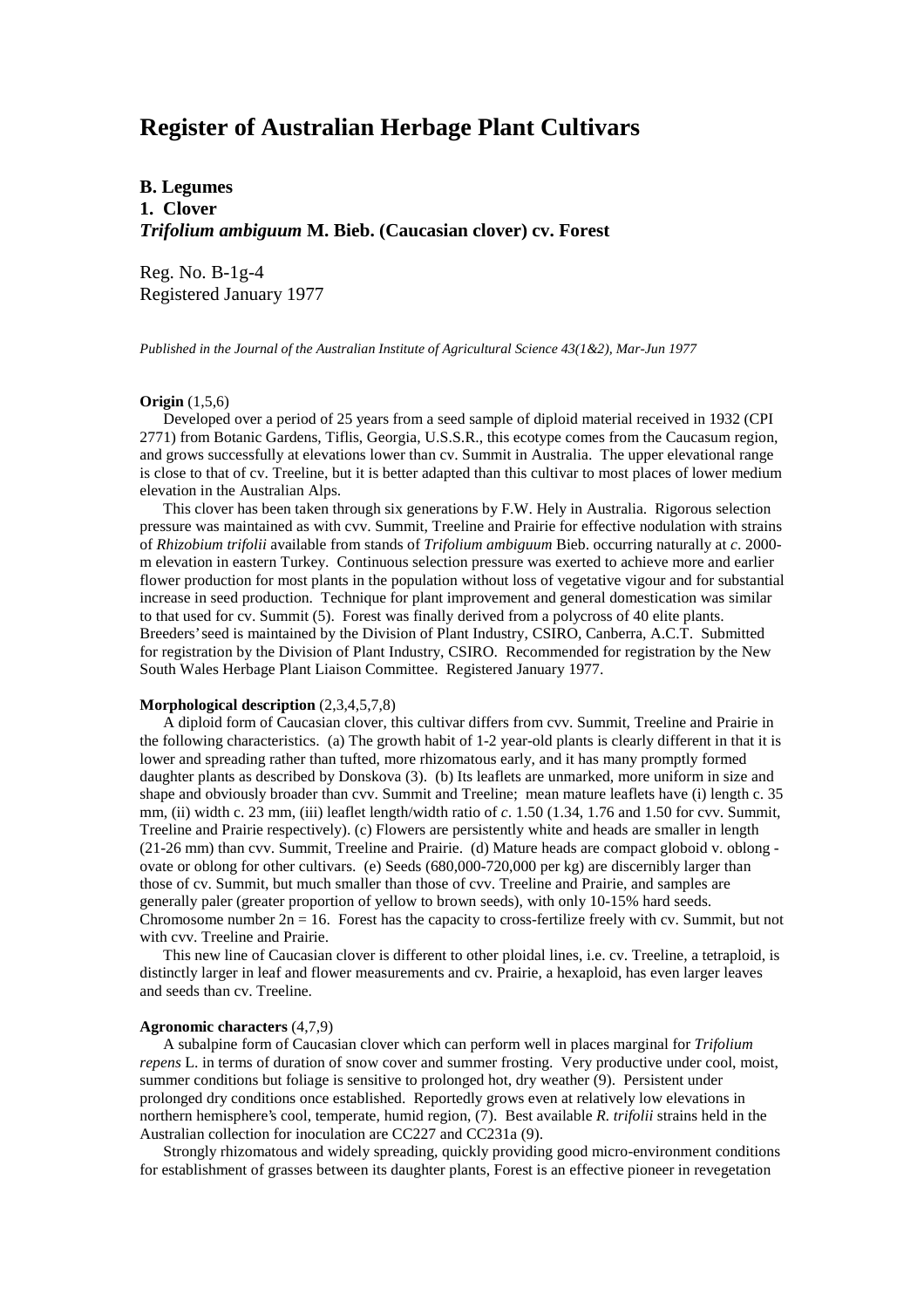# Register of Australian Herbage Plant Cultivars

**B. Legumes**
**1. Clover**
***Trifolium ambiguum* M. Bieb. (Caucasian clover) cv. Forest**

Reg. No. B-1g-4
Registered January 1977

*Published in the Journal of the Australian Institute of Agricultural Science 43(1&2), Mar-Jun 1977*

**Origin** (1,5,6)

Developed over a period of 25 years from a seed sample of diploid material received in 1932 (CPI 2771) from Botanic Gardens, Tiflis, Georgia, U.S.S.R., this ecotype comes from the Caucasum region, and grows successfully at elevations lower than cv. Summit in Australia. The upper elevational range is close to that of cv. Treeline, but it is better adapted than this cultivar to most places of lower medium elevation in the Australian Alps.

This clover has been taken through six generations by F.W. Hely in Australia. Rigorous selection pressure was maintained as with cvv. Summit, Treeline and Prairie for effective nodulation with strains of *Rhizobium trifolii* available from stands of *Trifolium ambiguum* Bieb. occurring naturally at *c*. 2000-m elevation in eastern Turkey. Continuous selection pressure was exerted to achieve more and earlier flower production for most plants in the population without loss of vegetative vigour and for substantial increase in seed production. Technique for plant improvement and general domestication was similar to that used for cv. Summit (5). Forest was finally derived from a polycross of 40 elite plants. Breeders' seed is maintained by the Division of Plant Industry, CSIRO, Canberra, A.C.T. Submitted for registration by the Division of Plant Industry, CSIRO. Recommended for registration by the New South Wales Herbage Plant Liaison Committee. Registered January 1977.

**Morphological description** (2,3,4,5,7,8)

A diploid form of Caucasian clover, this cultivar differs from cvv. Summit, Treeline and Prairie in the following characteristics. (a) The growth habit of 1-2 year-old plants is clearly different in that it is lower and spreading rather than tufted, more rhizomatous early, and it has many promptly formed daughter plants as described by Donskova (3). (b) Its leaflets are unmarked, more uniform in size and shape and obviously broader than cvv. Summit and Treeline; mean mature leaflets have (i) length c. 35 mm, (ii) width c. 23 mm, (iii) leaflet length/width ratio of *c*. 1.50 (1.34, 1.76 and 1.50 for cvv. Summit, Treeline and Prairie respectively). (c) Flowers are persistently white and heads are smaller in length (21-26 mm) than cvv. Summit, Treeline and Prairie. (d) Mature heads are compact globoid v. oblong - ovate or oblong for other cultivars. (e) Seeds (680,000-720,000 per kg) are discernibly larger than those of cv. Summit, but much smaller than those of cvv. Treeline and Prairie, and samples are generally paler (greater proportion of yellow to brown seeds), with only 10-15% hard seeds. Chromosome number $2n = 16$. Forest has the capacity to cross-fertilize freely with cv. Summit, but not with cvv. Treeline and Prairie.

This new line of Caucasian clover is different to other ploidal lines, i.e. cv. Treeline, a tetraploid, is distinctly larger in leaf and flower measurements and cv. Prairie, a hexaploid, has even larger leaves and seeds than cv. Treeline.

**Agronomic characters** (4,7,9)

A subalpine form of Caucasian clover which can perform well in places marginal for *Trifolium repens* L. in terms of duration of snow cover and summer frosting. Very productive under cool, moist, summer conditions but foliage is sensitive to prolonged hot, dry weather (9). Persistent under prolonged dry conditions once established. Reportedly grows even at relatively low elevations in northern hemisphere's cool, temperate, humid region, (7). Best available *R. trifolii* strains held in the Australian collection for inoculation are CC227 and CC231a (9).

Strongly rhizomatous and widely spreading, quickly providing good micro-environment conditions for establishment of grasses between its daughter plants, Forest is an effective pioneer in revegetation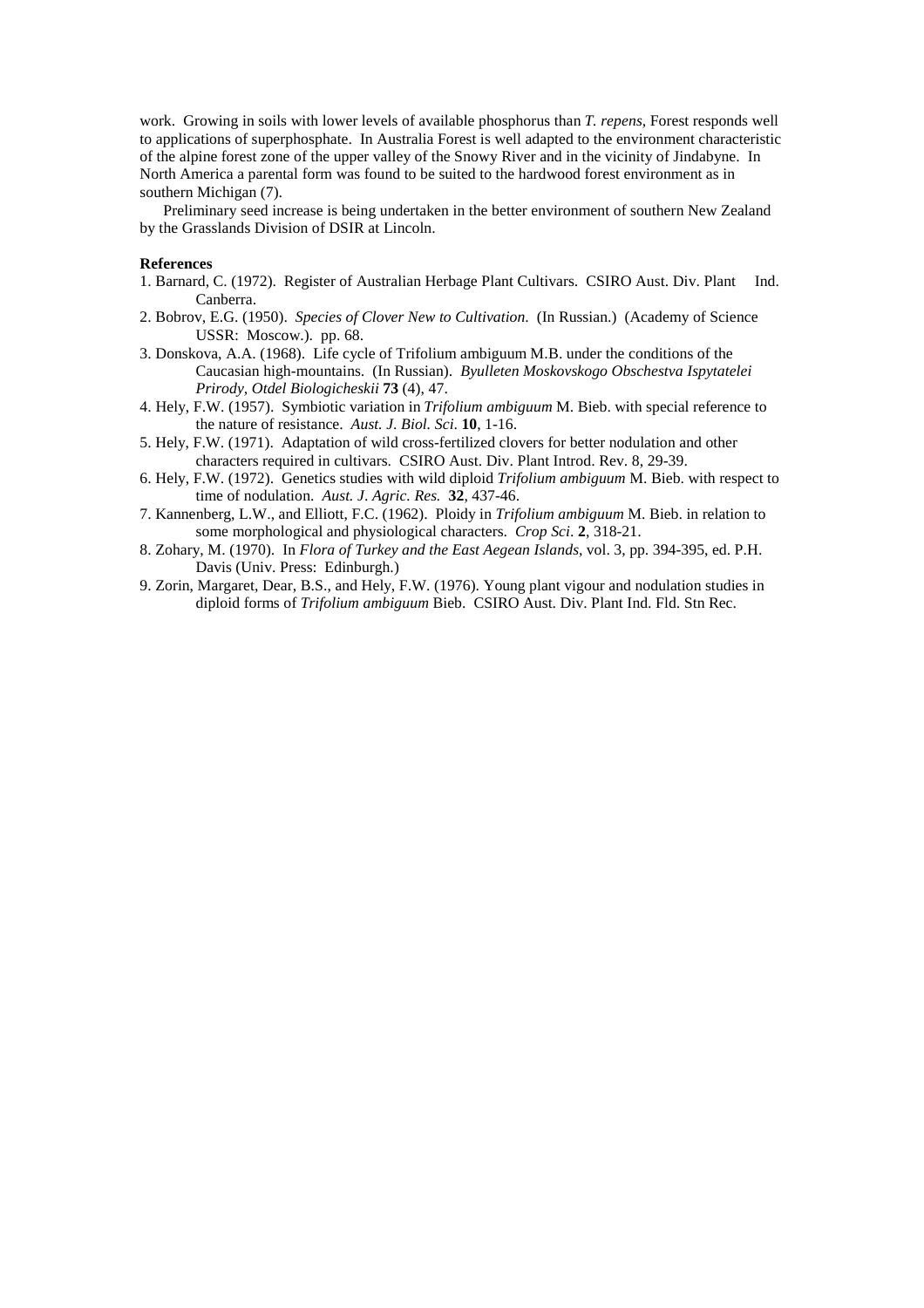work. Growing in soils with lower levels of available phosphorus than *T. repens*, Forest responds well to applications of superphosphate. In Australia Forest is well adapted to the environment characteristic of the alpine forest zone of the upper valley of the Snowy River and in the vicinity of Jindabyne. In North America a parental form was found to be suited to the hardwood forest environment as in southern Michigan (7).

Preliminary seed increase is being undertaken in the better environment of southern New Zealand by the Grasslands Division of DSIR at Lincoln.

**References**

1. Barnard, C. (1972). Register of Australian Herbage Plant Cultivars. CSIRO Aust. Div. Plant Ind. Canberra.
2. Bobrov, E.G. (1950). *Species of Clover New to Cultivation.* (In Russian.) (Academy of Science USSR: Moscow.). pp. 68.
3. Donskova, A.A. (1968). Life cycle of Trifolium ambiguum M.B. under the conditions of the Caucasian high-mountains. (In Russian). *Byulleten Moskovskogo Obschestva Ispytatelei Prirody, Otdel Biologicheskii* **73** (4), 47.
4. Hely, F.W. (1957). Symbiotic variation in *Trifolium ambiguum* M. Bieb. with special reference to the nature of resistance. *Aust. J. Biol. Sci.* **10**, 1-16.
5. Hely, F.W. (1971). Adaptation of wild cross-fertilized clovers for better nodulation and other characters required in cultivars. CSIRO Aust. Div. Plant Introd. Rev. 8, 29-39.
6. Hely, F.W. (1972). Genetics studies with wild diploid *Trifolium ambiguum* M. Bieb. with respect to time of nodulation. *Aust. J. Agric. Res.* **32**, 437-46.
7. Kannenberg, L.W., and Elliott, F.C. (1962). Ploidy in *Trifolium ambiguum* M. Bieb. in relation to some morphological and physiological characters. *Crop Sci*. **2**, 318-21.
8. Zohary, M. (1970). In *Flora of Turkey and the East Aegean Islands,* vol. 3, pp. 394-395, ed. P.H. Davis (Univ. Press: Edinburgh.)
9. Zorin, Margaret, Dear, B.S., and Hely, F.W. (1976). Young plant vigour and nodulation studies in diploid forms of *Trifolium ambiguum* Bieb. CSIRO Aust. Div. Plant Ind. Fld. Stn Rec.